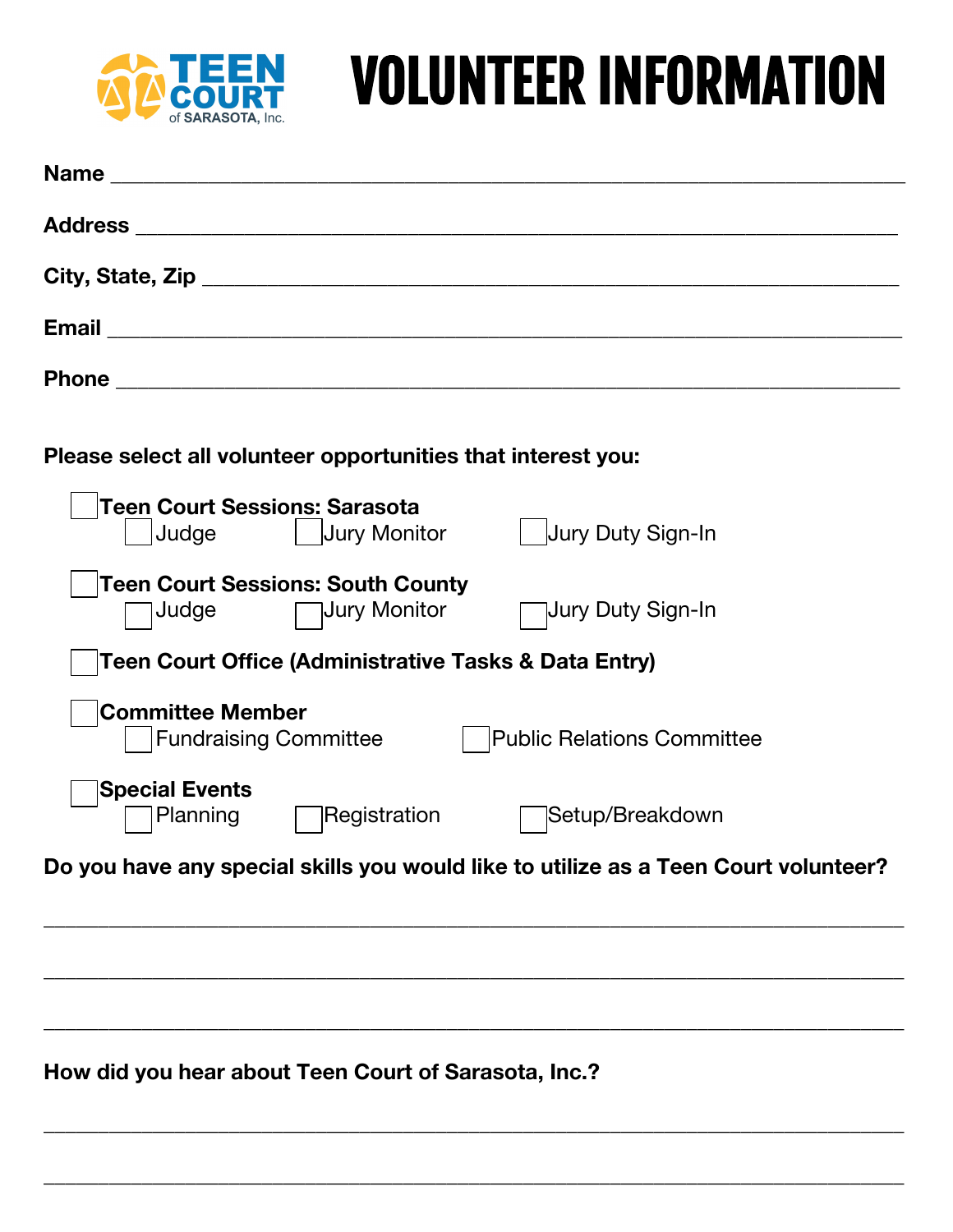TEEN COURT of SARASOTA, Inc.

# VOLUNTEER INFORMATION

**Name** ___________________________________________________________________

**Address** _________________________________________________________________

**City, State, Zip** ___________________________________________________________

**Email** ___________________________________________________________________

**Phone** ___________________________________________________________________

**Please select all volunteer opportunities that interest you:**

- ☐ **Teen Court Sessions: Sarasota**
  - ☐ Judge ☐ Jury Monitor ☐ Jury Duty Sign-In
- ☐ **Teen Court Sessions: South County**
  - ☐ Judge ☐ Jury Monitor ☐ Jury Duty Sign-In
- ☐ **Teen Court Office (Administrative Tasks & Data Entry)**
- ☐ **Committee Member**
  - ☐ Fundraising Committee ☐ Public Relations Committee
- ☐ **Special Events**
  - ☐ Planning ☐ Registration ☐ Setup/Breakdown

**Do you have any special skills you would like to utilize as a Teen Court volunteer?**

_____________________________________________________________________________

_____________________________________________________________________________

_____________________________________________________________________________

**How did you hear about Teen Court of Sarasota, Inc.?**

_____________________________________________________________________________

_____________________________________________________________________________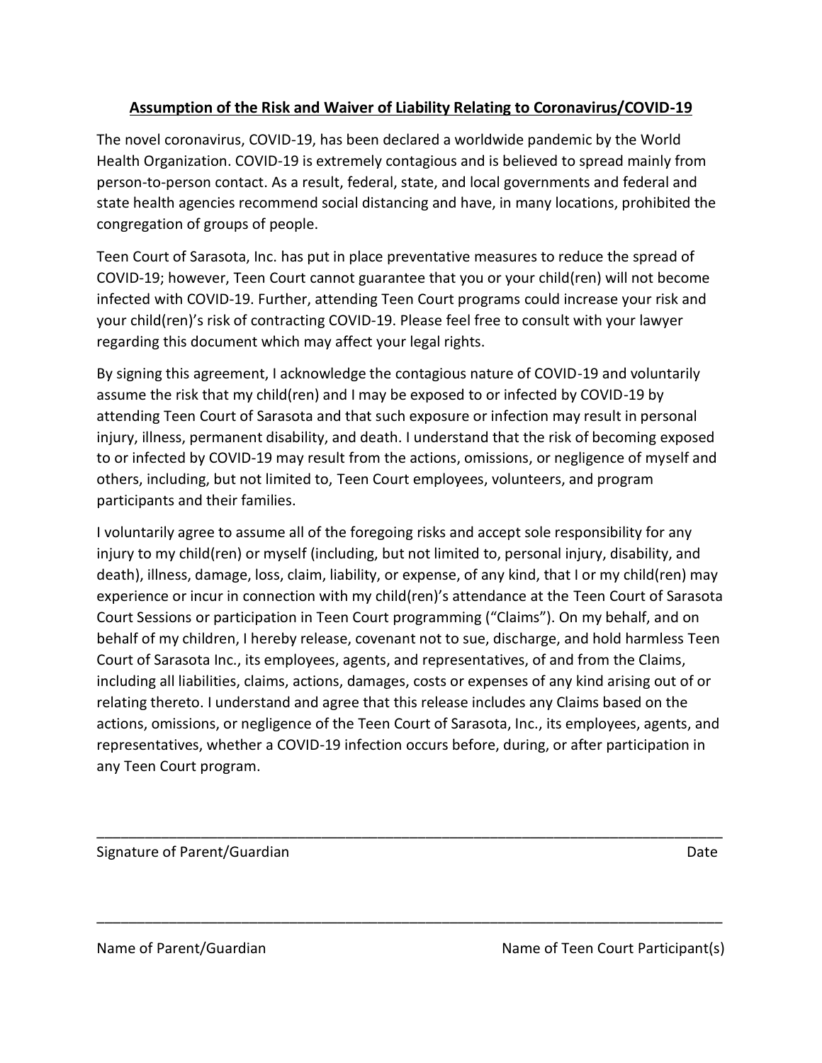## Assumption of the Risk and Waiver of Liability Relating to Coronavirus/COVID-19

The novel coronavirus, COVID-19, has been declared a worldwide pandemic by the World Health Organization. COVID-19 is extremely contagious and is believed to spread mainly from person-to-person contact. As a result, federal, state, and local governments and federal and state health agencies recommend social distancing and have, in many locations, prohibited the congregation of groups of people.

Teen Court of Sarasota, Inc. has put in place preventative measures to reduce the spread of COVID-19; however, Teen Court cannot guarantee that you or your child(ren) will not become infected with COVID-19. Further, attending Teen Court programs could increase your risk and your child(ren)'s risk of contracting COVID-19. Please feel free to consult with your lawyer regarding this document which may affect your legal rights.

By signing this agreement, I acknowledge the contagious nature of COVID-19 and voluntarily assume the risk that my child(ren) and I may be exposed to or infected by COVID-19 by attending Teen Court of Sarasota and that such exposure or infection may result in personal injury, illness, permanent disability, and death. I understand that the risk of becoming exposed to or infected by COVID-19 may result from the actions, omissions, or negligence of myself and others, including, but not limited to, Teen Court employees, volunteers, and program participants and their families.

I voluntarily agree to assume all of the foregoing risks and accept sole responsibility for any injury to my child(ren) or myself (including, but not limited to, personal injury, disability, and death), illness, damage, loss, claim, liability, or expense, of any kind, that I or my child(ren) may experience or incur in connection with my child(ren)'s attendance at the Teen Court of Sarasota Court Sessions or participation in Teen Court programming ("Claims"). On my behalf, and on behalf of my children, I hereby release, covenant not to sue, discharge, and hold harmless Teen Court of Sarasota Inc., its employees, agents, and representatives, of and from the Claims, including all liabilities, claims, actions, damages, costs or expenses of any kind arising out of or relating thereto. I understand and agree that this release includes any Claims based on the actions, omissions, or negligence of the Teen Court of Sarasota, Inc., its employees, agents, and representatives, whether a COVID-19 infection occurs before, during, or after participation in any Teen Court program.

_______________________________________________________________________________

Signature of Parent/Guardian Date

_______________________________________________________________________________

Name of Parent/Guardian Name of Teen Court Participant(s)